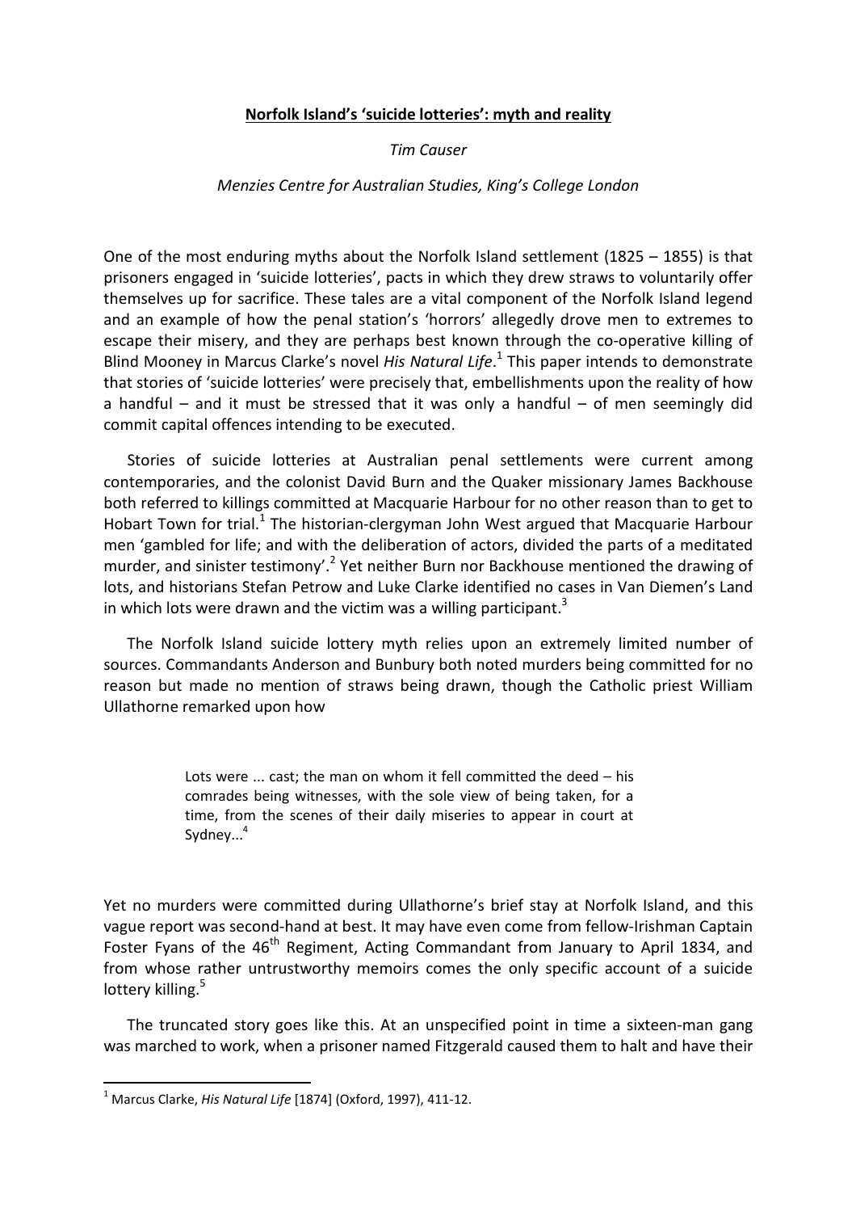**Norfolk Island's 'suicide lotteries': myth and reality**

*Tim Causer*

*Menzies Centre for Australian Studies, King's College London*

One of the most enduring myths about the Norfolk Island settlement (1825 – 1855) is that prisoners engaged in 'suicide lotteries', pacts in which they drew straws to voluntarily offer themselves up for sacrifice. These tales are a vital component of the Norfolk Island legend and an example of how the penal station's 'horrors' allegedly drove men to extremes to escape their misery, and they are perhaps best known through the co-operative killing of Blind Mooney in Marcus Clarke's novel *His Natural Life*.[1] This paper intends to demonstrate that stories of 'suicide lotteries' were precisely that, embellishments upon the reality of how a handful – and it must be stressed that it was only a handful – of men seemingly did commit capital offences intending to be executed.

Stories of suicide lotteries at Australian penal settlements were current among contemporaries, and the colonist David Burn and the Quaker missionary James Backhouse both referred to killings committed at Macquarie Harbour for no other reason than to get to Hobart Town for trial.[1] The historian-clergyman John West argued that Macquarie Harbour men 'gambled for life; and with the deliberation of actors, divided the parts of a meditated murder, and sinister testimony'.[2] Yet neither Burn nor Backhouse mentioned the drawing of lots, and historians Stefan Petrow and Luke Clarke identified no cases in Van Diemen's Land in which lots were drawn and the victim was a willing participant.[3]

The Norfolk Island suicide lottery myth relies upon an extremely limited number of sources. Commandants Anderson and Bunbury both noted murders being committed for no reason but made no mention of straws being drawn, though the Catholic priest William Ullathorne remarked upon how

> Lots were ... cast; the man on whom it fell committed the deed – his comrades being witnesses, with the sole view of being taken, for a time, from the scenes of their daily miseries to appear in court at Sydney...[4]

Yet no murders were committed during Ullathorne's brief stay at Norfolk Island, and this vague report was second-hand at best. It may have even come from fellow-Irishman Captain Foster Fyans of the 46th Regiment, Acting Commandant from January to April 1834, and from whose rather untrustworthy memoirs comes the only specific account of a suicide lottery killing.[5]

The truncated story goes like this. At an unspecified point in time a sixteen-man gang was marched to work, when a prisoner named Fitzgerald caused them to halt and have their

---

[1] Marcus Clarke, *His Natural Life* [1874] (Oxford, 1997), 411-12.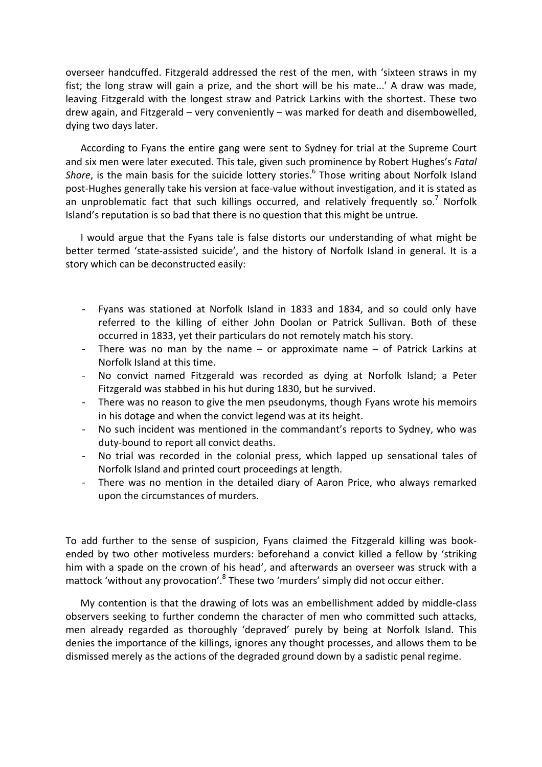overseer handcuffed. Fitzgerald addressed the rest of the men, with 'sixteen straws in my fist; the long straw will gain a prize, and the short will be his mate...' A draw was made, leaving Fitzgerald with the longest straw and Patrick Larkins with the shortest. These two drew again, and Fitzgerald – very conveniently – was marked for death and disembowelled, dying two days later.

According to Fyans the entire gang were sent to Sydney for trial at the Supreme Court and six men were later executed. This tale, given such prominence by Robert Hughes's *Fatal Shore*, is the main basis for the suicide lottery stories.[6] Those writing about Norfolk Island post-Hughes generally take his version at face-value without investigation, and it is stated as an unproblematic fact that such killings occurred, and relatively frequently so.[7] Norfolk Island's reputation is so bad that there is no question that this might be untrue.

I would argue that the Fyans tale is false distorts our understanding of what might be better termed 'state-assisted suicide', and the history of Norfolk Island in general. It is a story which can be deconstructed easily:

- Fyans was stationed at Norfolk Island in 1833 and 1834, and so could only have referred to the killing of either John Doolan or Patrick Sullivan. Both of these occurred in 1833, yet their particulars do not remotely match his story.
- There was no man by the name – or approximate name – of Patrick Larkins at Norfolk Island at this time.
- No convict named Fitzgerald was recorded as dying at Norfolk Island; a Peter Fitzgerald was stabbed in his hut during 1830, but he survived.
- There was no reason to give the men pseudonyms, though Fyans wrote his memoirs in his dotage and when the convict legend was at its height.
- No such incident was mentioned in the commandant's reports to Sydney, who was duty-bound to report all convict deaths.
- No trial was recorded in the colonial press, which lapped up sensational tales of Norfolk Island and printed court proceedings at length.
- There was no mention in the detailed diary of Aaron Price, who always remarked upon the circumstances of murders.

To add further to the sense of suspicion, Fyans claimed the Fitzgerald killing was book-ended by two other motiveless murders: beforehand a convict killed a fellow by 'striking him with a spade on the crown of his head', and afterwards an overseer was struck with a mattock 'without any provocation'.[8] These two 'murders' simply did not occur either.

My contention is that the drawing of lots was an embellishment added by middle-class observers seeking to further condemn the character of men who committed such attacks, men already regarded as thoroughly 'depraved' purely by being at Norfolk Island. This denies the importance of the killings, ignores any thought processes, and allows them to be dismissed merely as the actions of the degraded ground down by a sadistic penal regime.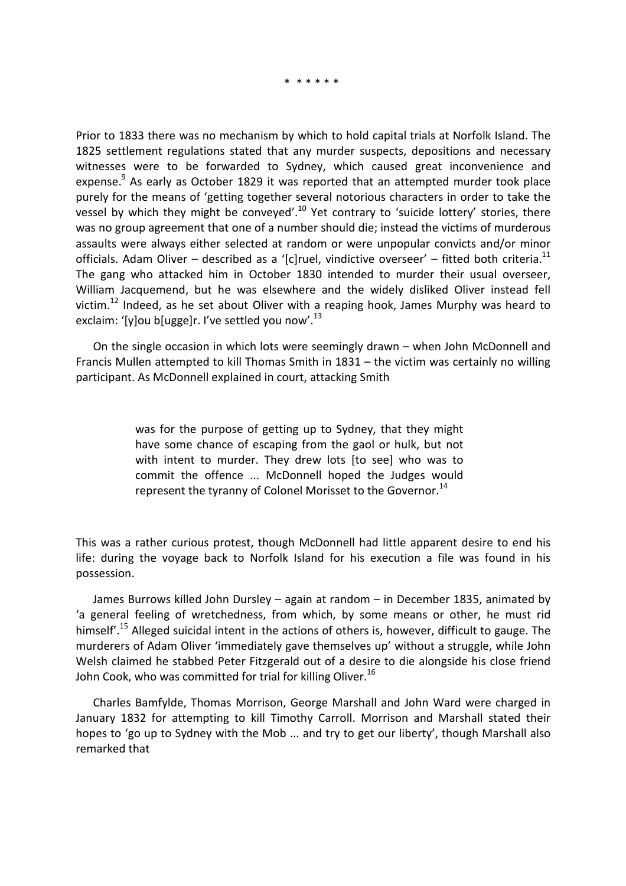\* \* \* \* \* \*

Prior to 1833 there was no mechanism by which to hold capital trials at Norfolk Island. The 1825 settlement regulations stated that any murder suspects, depositions and necessary witnesses were to be forwarded to Sydney, which caused great inconvenience and expense.[9] As early as October 1829 it was reported that an attempted murder took place purely for the means of 'getting together several notorious characters in order to take the vessel by which they might be conveyed'.[10] Yet contrary to 'suicide lottery' stories, there was no group agreement that one of a number should die; instead the victims of murderous assaults were always either selected at random or were unpopular convicts and/or minor officials. Adam Oliver – described as a '[c]ruel, vindictive overseer' – fitted both criteria.[11] The gang who attacked him in October 1830 intended to murder their usual overseer, William Jacquemend, but he was elsewhere and the widely disliked Oliver instead fell victim.[12] Indeed, as he set about Oliver with a reaping hook, James Murphy was heard to exclaim: '[y]ou b[ugge]r. I've settled you now'.[13]

On the single occasion in which lots were seemingly drawn – when John McDonnell and Francis Mullen attempted to kill Thomas Smith in 1831 – the victim was certainly no willing participant. As McDonnell explained in court, attacking Smith

> was for the purpose of getting up to Sydney, that they might have some chance of escaping from the gaol or hulk, but not with intent to murder. They drew lots [to see] who was to commit the offence ... McDonnell hoped the Judges would represent the tyranny of Colonel Morisset to the Governor.[14]

This was a rather curious protest, though McDonnell had little apparent desire to end his life: during the voyage back to Norfolk Island for his execution a file was found in his possession.

James Burrows killed John Dursley – again at random – in December 1835, animated by 'a general feeling of wretchedness, from which, by some means or other, he must rid himself'.[15] Alleged suicidal intent in the actions of others is, however, difficult to gauge. The murderers of Adam Oliver 'immediately gave themselves up' without a struggle, while John Welsh claimed he stabbed Peter Fitzgerald out of a desire to die alongside his close friend John Cook, who was committed for trial for killing Oliver.[16]

Charles Bamfylde, Thomas Morrison, George Marshall and John Ward were charged in January 1832 for attempting to kill Timothy Carroll. Morrison and Marshall stated their hopes to 'go up to Sydney with the Mob ... and try to get our liberty', though Marshall also remarked that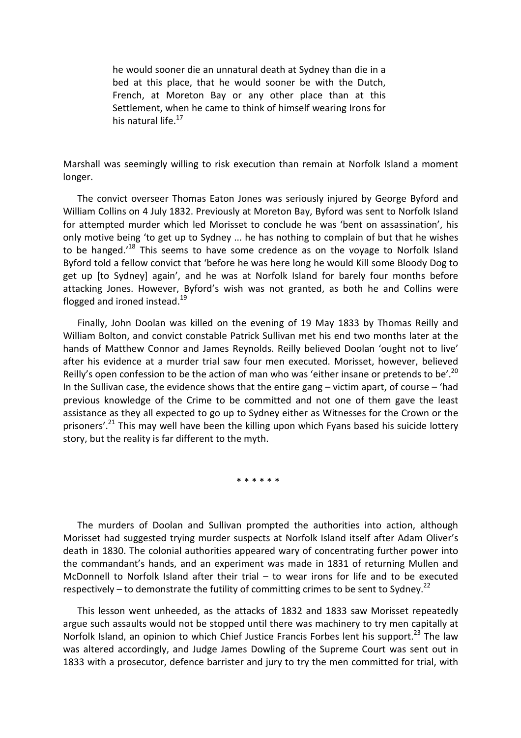> he would sooner die an unnatural death at Sydney than die in a bed at this place, that he would sooner be with the Dutch, French, at Moreton Bay or any other place than at this Settlement, when he came to think of himself wearing Irons for his natural life.[17]

Marshall was seemingly willing to risk execution than remain at Norfolk Island a moment longer.

The convict overseer Thomas Eaton Jones was seriously injured by George Byford and William Collins on 4 July 1832. Previously at Moreton Bay, Byford was sent to Norfolk Island for attempted murder which led Morisset to conclude he was 'bent on assassination', his only motive being 'to get up to Sydney ... he has nothing to complain of but that he wishes to be hanged.'[18] This seems to have some credence as on the voyage to Norfolk Island Byford told a fellow convict that 'before he was here long he would Kill some Bloody Dog to get up [to Sydney] again', and he was at Norfolk Island for barely four months before attacking Jones. However, Byford's wish was not granted, as both he and Collins were flogged and ironed instead.[19]

Finally, John Doolan was killed on the evening of 19 May 1833 by Thomas Reilly and William Bolton, and convict constable Patrick Sullivan met his end two months later at the hands of Matthew Connor and James Reynolds. Reilly believed Doolan 'ought not to live' after his evidence at a murder trial saw four men executed. Morisset, however, believed Reilly's open confession to be the action of man who was 'either insane or pretends to be'.[20] In the Sullivan case, the evidence shows that the entire gang – victim apart, of course – 'had previous knowledge of the Crime to be committed and not one of them gave the least assistance as they all expected to go up to Sydney either as Witnesses for the Crown or the prisoners'.[21] This may well have been the killing upon which Fyans based his suicide lottery story, but the reality is far different to the myth.

\* \* \* \* \* \*

The murders of Doolan and Sullivan prompted the authorities into action, although Morisset had suggested trying murder suspects at Norfolk Island itself after Adam Oliver's death in 1830. The colonial authorities appeared wary of concentrating further power into the commandant's hands, and an experiment was made in 1831 of returning Mullen and McDonnell to Norfolk Island after their trial – to wear irons for life and to be executed respectively – to demonstrate the futility of committing crimes to be sent to Sydney.[22]

This lesson went unheeded, as the attacks of 1832 and 1833 saw Morisset repeatedly argue such assaults would not be stopped until there was machinery to try men capitally at Norfolk Island, an opinion to which Chief Justice Francis Forbes lent his support.[23] The law was altered accordingly, and Judge James Dowling of the Supreme Court was sent out in 1833 with a prosecutor, defence barrister and jury to try the men committed for trial, with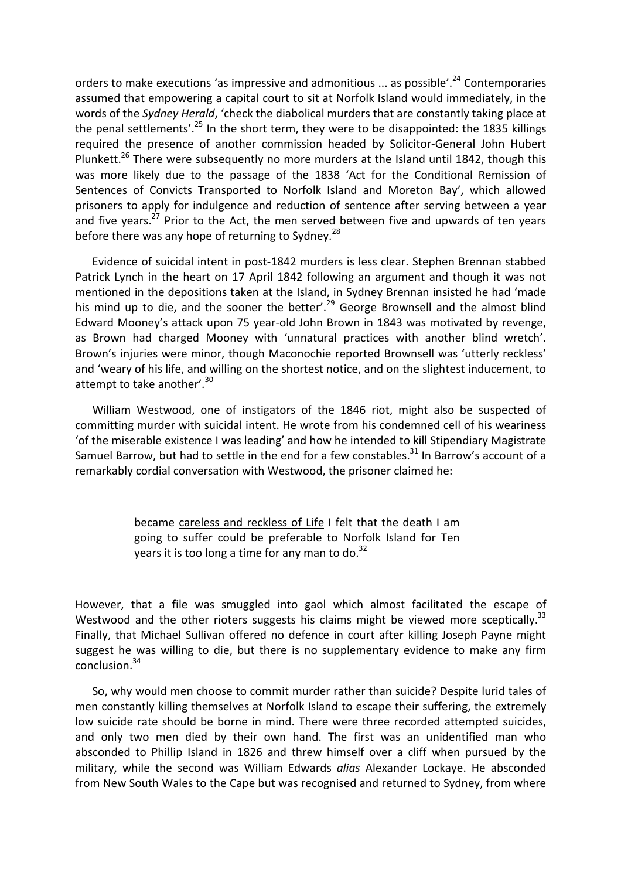orders to make executions 'as impressive and admonitious ... as possible'.[24] Contemporaries assumed that empowering a capital court to sit at Norfolk Island would immediately, in the words of the *Sydney Herald*, 'check the diabolical murders that are constantly taking place at the penal settlements'.[25] In the short term, they were to be disappointed: the 1835 killings required the presence of another commission headed by Solicitor-General John Hubert Plunkett.[26] There were subsequently no more murders at the Island until 1842, though this was more likely due to the passage of the 1838 'Act for the Conditional Remission of Sentences of Convicts Transported to Norfolk Island and Moreton Bay', which allowed prisoners to apply for indulgence and reduction of sentence after serving between a year and five years.[27] Prior to the Act, the men served between five and upwards of ten years before there was any hope of returning to Sydney.[28]

Evidence of suicidal intent in post-1842 murders is less clear. Stephen Brennan stabbed Patrick Lynch in the heart on 17 April 1842 following an argument and though it was not mentioned in the depositions taken at the Island, in Sydney Brennan insisted he had 'made his mind up to die, and the sooner the better'.[29] George Brownsell and the almost blind Edward Mooney's attack upon 75 year-old John Brown in 1843 was motivated by revenge, as Brown had charged Mooney with 'unnatural practices with another blind wretch'. Brown's injuries were minor, though Maconochie reported Brownsell was 'utterly reckless' and 'weary of his life, and willing on the shortest notice, and on the slightest inducement, to attempt to take another'.[30]

William Westwood, one of instigators of the 1846 riot, might also be suspected of committing murder with suicidal intent. He wrote from his condemned cell of his weariness 'of the miserable existence I was leading' and how he intended to kill Stipendiary Magistrate Samuel Barrow, but had to settle in the end for a few constables.[31] In Barrow's account of a remarkably cordial conversation with Westwood, the prisoner claimed he:

> became careless and reckless of Life I felt that the death I am going to suffer could be preferable to Norfolk Island for Ten years it is too long a time for any man to do.[32]

However, that a file was smuggled into gaol which almost facilitated the escape of Westwood and the other rioters suggests his claims might be viewed more sceptically.[33] Finally, that Michael Sullivan offered no defence in court after killing Joseph Payne might suggest he was willing to die, but there is no supplementary evidence to make any firm conclusion.[34]

So, why would men choose to commit murder rather than suicide? Despite lurid tales of men constantly killing themselves at Norfolk Island to escape their suffering, the extremely low suicide rate should be borne in mind. There were three recorded attempted suicides, and only two men died by their own hand. The first was an unidentified man who absconded to Phillip Island in 1826 and threw himself over a cliff when pursued by the military, while the second was William Edwards *alias* Alexander Lockaye. He absconded from New South Wales to the Cape but was recognised and returned to Sydney, from where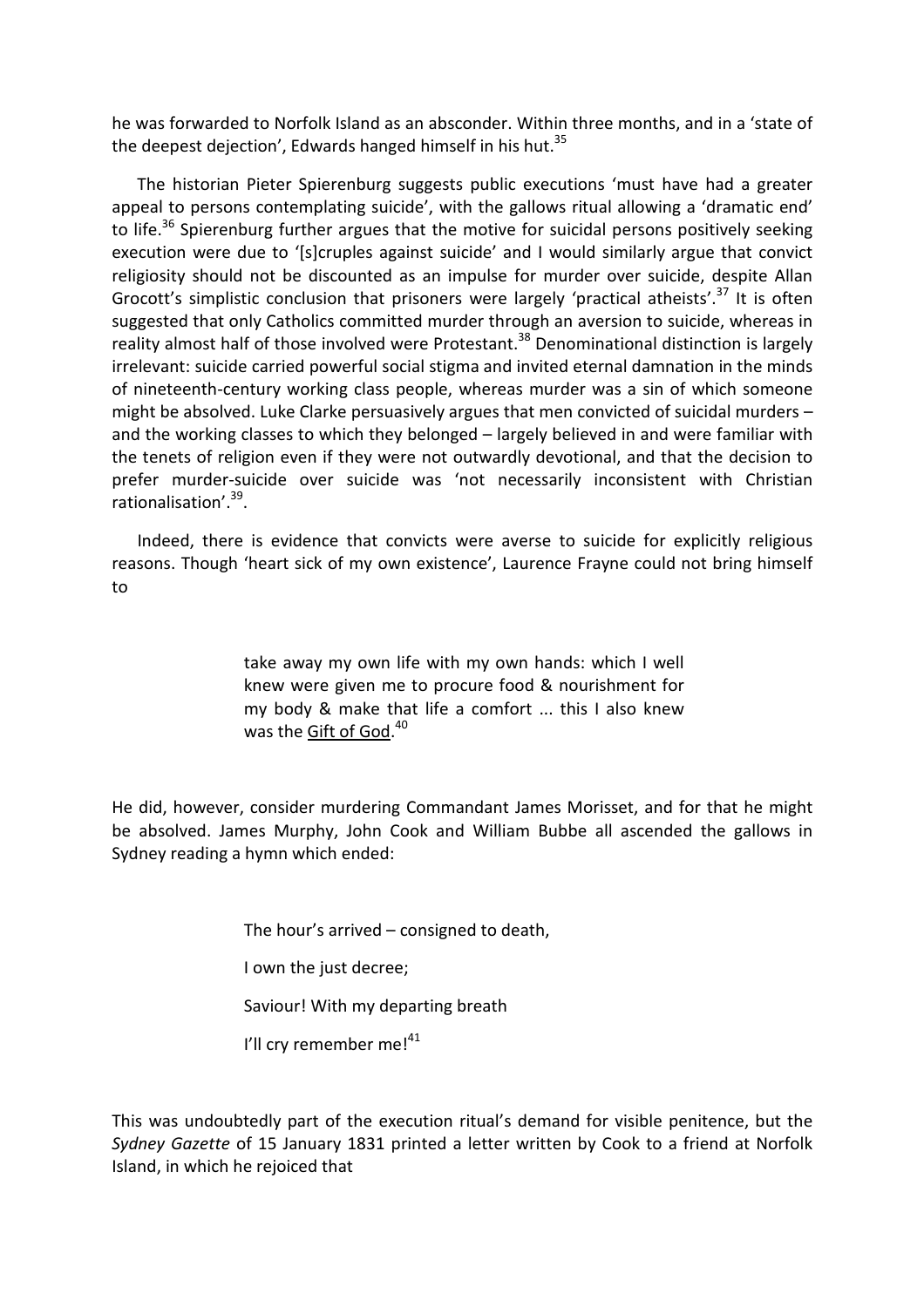he was forwarded to Norfolk Island as an absconder. Within three months, and in a 'state of the deepest dejection', Edwards hanged himself in his hut.[35]

The historian Pieter Spierenburg suggests public executions 'must have had a greater appeal to persons contemplating suicide', with the gallows ritual allowing a 'dramatic end' to life.[36] Spierenburg further argues that the motive for suicidal persons positively seeking execution were due to '[s]cruples against suicide' and I would similarly argue that convict religiosity should not be discounted as an impulse for murder over suicide, despite Allan Grocott's simplistic conclusion that prisoners were largely 'practical atheists'.[37] It is often suggested that only Catholics committed murder through an aversion to suicide, whereas in reality almost half of those involved were Protestant.[38] Denominational distinction is largely irrelevant: suicide carried powerful social stigma and invited eternal damnation in the minds of nineteenth-century working class people, whereas murder was a sin of which someone might be absolved. Luke Clarke persuasively argues that men convicted of suicidal murders – and the working classes to which they belonged – largely believed in and were familiar with the tenets of religion even if they were not outwardly devotional, and that the decision to prefer murder-suicide over suicide was 'not necessarily inconsistent with Christian rationalisation'.[39].

Indeed, there is evidence that convicts were averse to suicide for explicitly religious reasons. Though 'heart sick of my own existence', Laurence Frayne could not bring himself to

> take away my own life with my own hands: which I well knew were given me to procure food & nourishment for my body & make that life a comfort ... this I also knew was the <u>Gift of God</u>.[40]

He did, however, consider murdering Commandant James Morisset, and for that he might be absolved. James Murphy, John Cook and William Bubbe all ascended the gallows in Sydney reading a hymn which ended:

> The hour's arrived – consigned to death,
>
> I own the just decree;
>
> Saviour! With my departing breath
>
> I'll cry remember me![41]

This was undoubtedly part of the execution ritual's demand for visible penitence, but the *Sydney Gazette* of 15 January 1831 printed a letter written by Cook to a friend at Norfolk Island, in which he rejoiced that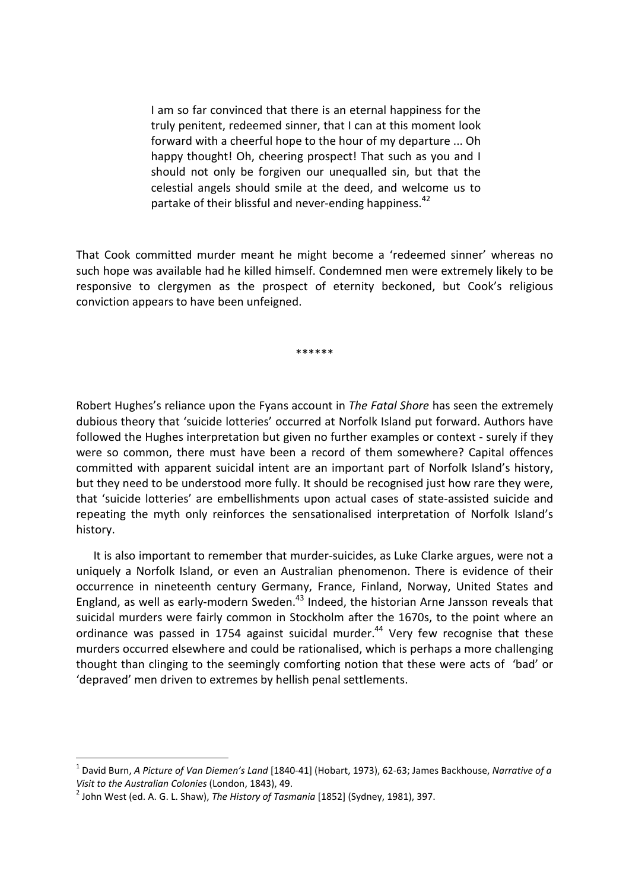> I am so far convinced that there is an eternal happiness for the truly penitent, redeemed sinner, that I can at this moment look forward with a cheerful hope to the hour of my departure ... Oh happy thought! Oh, cheering prospect! That such as you and I should not only be forgiven our unequalled sin, but that the celestial angels should smile at the deed, and welcome us to partake of their blissful and never-ending happiness.[42]

That Cook committed murder meant he might become a 'redeemed sinner' whereas no such hope was available had he killed himself. Condemned men were extremely likely to be responsive to clergymen as the prospect of eternity beckoned, but Cook's religious conviction appears to have been unfeigned.

******

Robert Hughes's reliance upon the Fyans account in *The Fatal Shore* has seen the extremely dubious theory that 'suicide lotteries' occurred at Norfolk Island put forward. Authors have followed the Hughes interpretation but given no further examples or context - surely if they were so common, there must have been a record of them somewhere? Capital offences committed with apparent suicidal intent are an important part of Norfolk Island's history, but they need to be understood more fully. It should be recognised just how rare they were, that 'suicide lotteries' are embellishments upon actual cases of state-assisted suicide and repeating the myth only reinforces the sensationalised interpretation of Norfolk Island's history.

It is also important to remember that murder-suicides, as Luke Clarke argues, were not a uniquely a Norfolk Island, or even an Australian phenomenon. There is evidence of their occurrence in nineteenth century Germany, France, Finland, Norway, United States and England, as well as early-modern Sweden.[43] Indeed, the historian Arne Jansson reveals that suicidal murders were fairly common in Stockholm after the 1670s, to the point where an ordinance was passed in 1754 against suicidal murder.[44] Very few recognise that these murders occurred elsewhere and could be rationalised, which is perhaps a more challenging thought than clinging to the seemingly comforting notion that these were acts of 'bad' or 'depraved' men driven to extremes by hellish penal settlements.

---

[1] David Burn, *A Picture of Van Diemen's Land* [1840-41] (Hobart, 1973), 62-63; James Backhouse, *Narrative of a Visit to the Australian Colonies* (London, 1843), 49.

[2] John West (ed. A. G. L. Shaw), *The History of Tasmania* [1852] (Sydney, 1981), 397.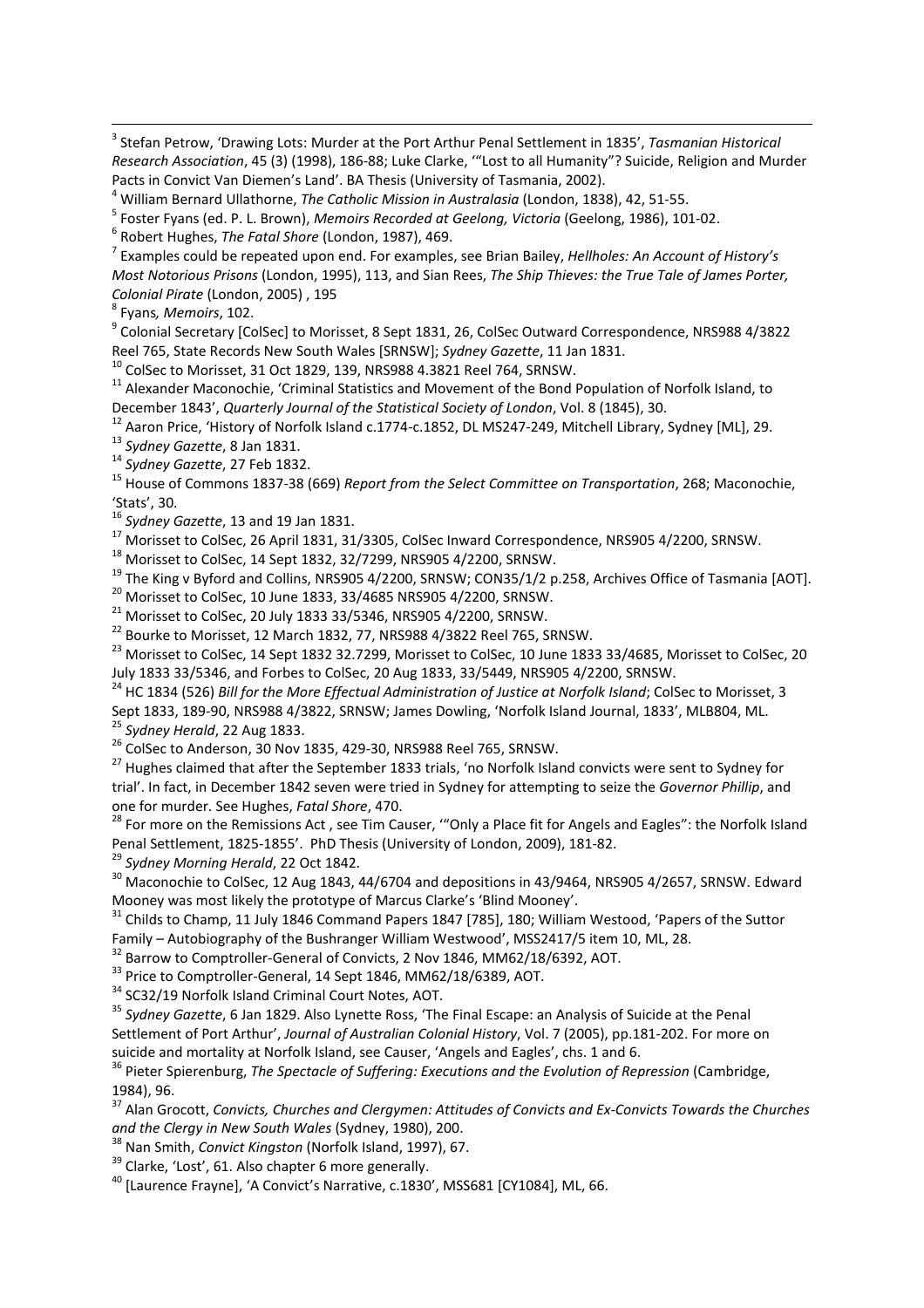[3] Stefan Petrow, 'Drawing Lots: Murder at the Port Arthur Penal Settlement in 1835', *Tasmanian Historical Research Association*, 45 (3) (1998), 186-88; Luke Clarke, '"Lost to all Humanity"? Suicide, Religion and Murder Pacts in Convict Van Diemen's Land'. BA Thesis (University of Tasmania, 2002).

[4] William Bernard Ullathorne, *The Catholic Mission in Australasia* (London, 1838), 42, 51-55.

[5] Foster Fyans (ed. P. L. Brown), *Memoirs Recorded at Geelong, Victoria* (Geelong, 1986), 101-02.

[6] Robert Hughes, *The Fatal Shore* (London, 1987), 469.

[7] Examples could be repeated upon end. For examples, see Brian Bailey, *Hellholes: An Account of History's Most Notorious Prisons* (London, 1995), 113, and Sian Rees, *The Ship Thieves: the True Tale of James Porter, Colonial Pirate* (London, 2005) , 195

[8] Fyans*, Memoirs*, 102.

[9] Colonial Secretary [ColSec] to Morisset, 8 Sept 1831, 26, ColSec Outward Correspondence, NRS988 4/3822 Reel 765, State Records New South Wales [SRNSW]; *Sydney Gazette*, 11 Jan 1831.

[10] ColSec to Morisset, 31 Oct 1829, 139, NRS988 4.3821 Reel 764, SRNSW.

[11] Alexander Maconochie, 'Criminal Statistics and Movement of the Bond Population of Norfolk Island, to December 1843', *Quarterly Journal of the Statistical Society of London*, Vol. 8 (1845), 30.

[12] Aaron Price, 'History of Norfolk Island c.1774-c.1852, DL MS247-249, Mitchell Library, Sydney [ML], 29.

[13] *Sydney Gazette*, 8 Jan 1831.

[14] *Sydney Gazette*, 27 Feb 1832.

[15] House of Commons 1837-38 (669) *Report from the Select Committee on Transportation*, 268; Maconochie, 'Stats', 30.

[16] *Sydney Gazette*, 13 and 19 Jan 1831.

[17] Morisset to ColSec, 26 April 1831, 31/3305, ColSec Inward Correspondence, NRS905 4/2200, SRNSW.

[18] Morisset to ColSec, 14 Sept 1832, 32/7299, NRS905 4/2200, SRNSW.

[19] The King v Byford and Collins, NRS905 4/2200, SRNSW; CON35/1/2 p.258, Archives Office of Tasmania [AOT].

[20] Morisset to ColSec, 10 June 1833, 33/4685 NRS905 4/2200, SRNSW.

[21] Morisset to ColSec, 20 July 1833 33/5346, NRS905 4/2200, SRNSW.

[22] Bourke to Morisset, 12 March 1832, 77, NRS988 4/3822 Reel 765, SRNSW.

[23] Morisset to ColSec, 14 Sept 1832 32.7299, Morisset to ColSec, 10 June 1833 33/4685, Morisset to ColSec, 20 July 1833 33/5346, and Forbes to ColSec, 20 Aug 1833, 33/5449, NRS905 4/2200, SRNSW.

[24] HC 1834 (526) *Bill for the More Effectual Administration of Justice at Norfolk Island*; ColSec to Morisset, 3 Sept 1833, 189-90, NRS988 4/3822, SRNSW; James Dowling, 'Norfolk Island Journal, 1833', MLB804, ML.

[25] *Sydney Herald*, 22 Aug 1833.

[26] ColSec to Anderson, 30 Nov 1835, 429-30, NRS988 Reel 765, SRNSW.

[27] Hughes claimed that after the September 1833 trials, 'no Norfolk Island convicts were sent to Sydney for trial'. In fact, in December 1842 seven were tried in Sydney for attempting to seize the *Governor Phillip*, and one for murder. See Hughes, *Fatal Shore*, 470.

[28] For more on the Remissions Act , see Tim Causer, '"Only a Place fit for Angels and Eagles": the Norfolk Island Penal Settlement, 1825-1855'. PhD Thesis (University of London, 2009), 181-82.

[29] *Sydney Morning Herald*, 22 Oct 1842.

[30] Maconochie to ColSec, 12 Aug 1843, 44/6704 and depositions in 43/9464, NRS905 4/2657, SRNSW. Edward Mooney was most likely the prototype of Marcus Clarke's 'Blind Mooney'.

[31] Childs to Champ, 11 July 1846 Command Papers 1847 [785], 180; William Westood, 'Papers of the Suttor Family – Autobiography of the Bushranger William Westwood', MSS2417/5 item 10, ML, 28.

[32] Barrow to Comptroller-General of Convicts, 2 Nov 1846, MM62/18/6392, AOT.

[33] Price to Comptroller-General, 14 Sept 1846, MM62/18/6389, AOT.

[34] SC32/19 Norfolk Island Criminal Court Notes, AOT.

[35] *Sydney Gazette*, 6 Jan 1829. Also Lynette Ross, 'The Final Escape: an Analysis of Suicide at the Penal Settlement of Port Arthur', *Journal of Australian Colonial History*, Vol. 7 (2005), pp.181-202. For more on suicide and mortality at Norfolk Island, see Causer, 'Angels and Eagles', chs. 1 and 6.

[36] Pieter Spierenburg, *The Spectacle of Suffering: Executions and the Evolution of Repression* (Cambridge, 1984), 96.

[37] Alan Grocott, *Convicts, Churches and Clergymen: Attitudes of Convicts and Ex-Convicts Towards the Churches and the Clergy in New South Wales* (Sydney, 1980), 200.

[38] Nan Smith, *Convict Kingston* (Norfolk Island, 1997), 67.

[39] Clarke, 'Lost', 61. Also chapter 6 more generally.

[40] [Laurence Frayne], 'A Convict's Narrative, c.1830', MSS681 [CY1084], ML, 66.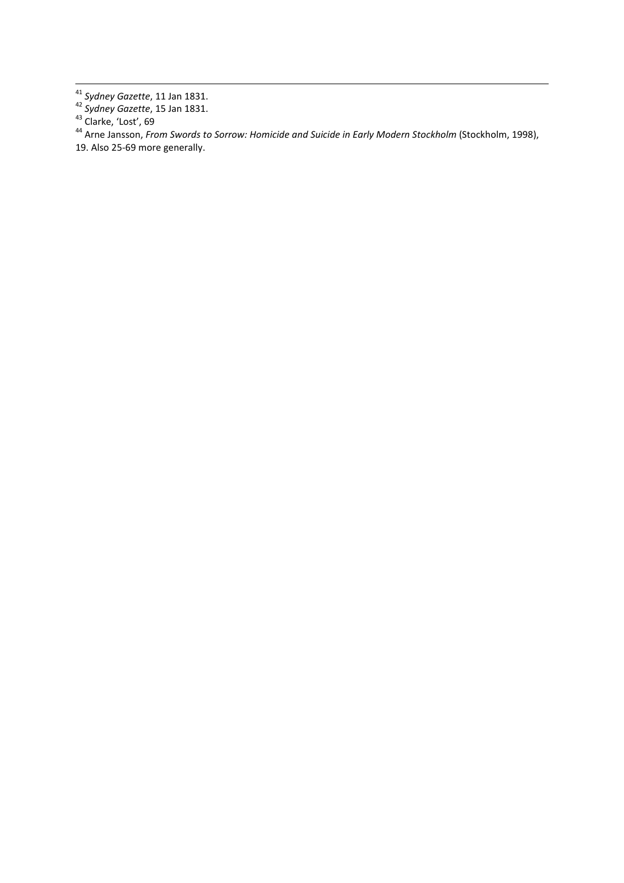[41] *Sydney Gazette*, 11 Jan 1831.

[42] *Sydney Gazette*, 15 Jan 1831.

[43] Clarke, 'Lost', 69

[44] Arne Jansson, *From Swords to Sorrow: Homicide and Suicide in Early Modern Stockholm* (Stockholm, 1998), 19. Also 25-69 more generally.